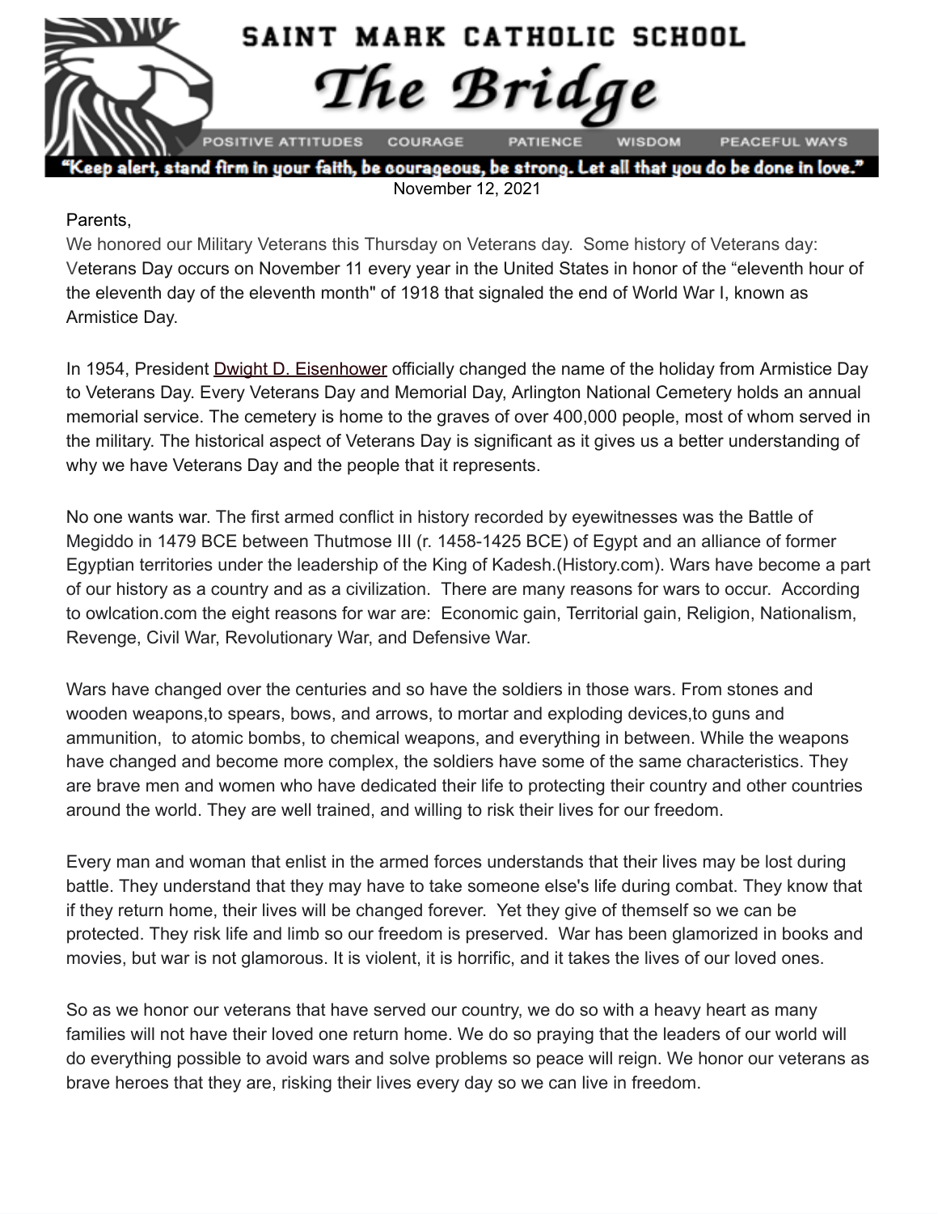# SAINT MARK CATHOLIC SCHOOL

# The Bridge

POSITIVE ATTITUDES COURAGE PATIENCE WISDOM PEACEFUL WAYS

**"Keep alert, stand firm in your faith, be courageous, be strong. Let all that you do be done in love."**

November 12, 2021

Parents,

We honored our Military Veterans this Thursday on Veterans day. Some history of Veterans day: Veterans Day occurs on November 11 every year in the United States in honor of the "eleventh hour of the eleventh day of the eleventh month" of 1918 that signaled the end of World War I, known as Armistice Day.

In 1954, President Dwight D. Eisenhower officially changed the name of the holiday from Armistice Day to Veterans Day. Every Veterans Day and Memorial Day, Arlington National Cemetery holds an annual memorial service. The cemetery is home to the graves of over 400,000 people, most of whom served in the military. The historical aspect of Veterans Day is significant as it gives us a better understanding of why we have Veterans Day and the people that it represents.

No one wants war. The first armed conflict in history recorded by eyewitnesses was the Battle of Megiddo in 1479 BCE between Thutmose III (r. 1458-1425 BCE) of Egypt and an alliance of former Egyptian territories under the leadership of the King of Kadesh.(History.com). Wars have become a part of our history as a country and as a civilization. There are many reasons for wars to occur. According to owlcation.com the eight reasons for war are: Economic gain, Territorial gain, Religion, Nationalism, Revenge, Civil War, Revolutionary War, and Defensive War.

Wars have changed over the centuries and so have the soldiers in those wars. From stones and wooden weapons,to spears, bows, and arrows, to mortar and exploding devices,to guns and ammunition, to atomic bombs, to chemical weapons, and everything in between. While the weapons have changed and become more complex, the soldiers have some of the same characteristics. They are brave men and women who have dedicated their life to protecting their country and other countries around the world. They are well trained, and willing to risk their lives for our freedom.

Every man and woman that enlist in the armed forces understands that their lives may be lost during battle. They understand that they may have to take someone else's life during combat. They know that if they return home, their lives will be changed forever. Yet they give of themself so we can be protected. They risk life and limb so our freedom is preserved. War has been glamorized in books and movies, but war is not glamorous. It is violent, it is horrific, and it takes the lives of our loved ones.

So as we honor our veterans that have served our country, we do so with a heavy heart as many families will not have their loved one return home. We do so praying that the leaders of our world will do everything possible to avoid wars and solve problems so peace will reign. We honor our veterans as brave heroes that they are, risking their lives every day so we can live in freedom.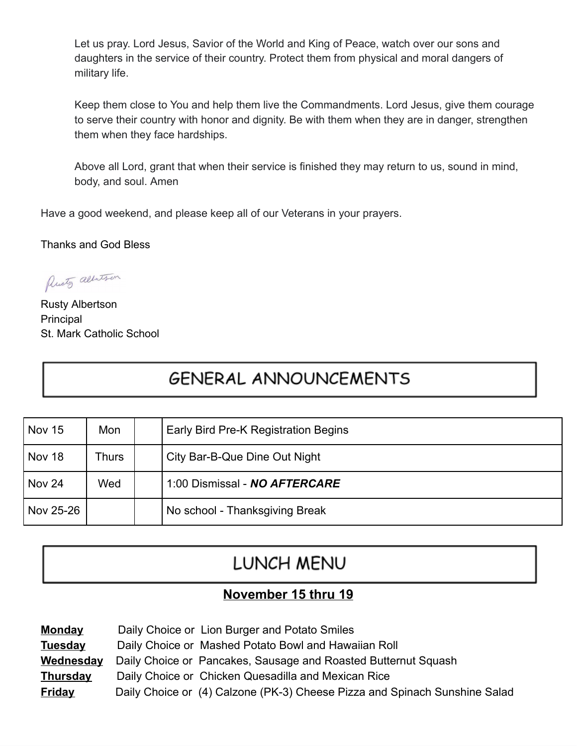Let us pray. Lord Jesus, Savior of the World and King of Peace, watch over our sons and daughters in the service of their country. Protect them from physical and moral dangers of military life.

Keep them close to You and help them live the Commandments. Lord Jesus, give them courage to serve their country with honor and dignity. Be with them when they are in danger, strengthen them when they face hardships.

Above all Lord, grant that when their service is finished they may return to us, sound in mind, body, and soul. Amen

Have a good weekend, and please keep all of our Veterans in your prayers.

Thanks and God Bless

Rusty Albertson
Principal
St. Mark Catholic School

## GENERAL ANNOUNCEMENTS

| | | | |
|---|---|---|---|
| Nov 15 | Mon | | Early Bird Pre-K Registration Begins |
| Nov 18 | Thurs | | City Bar-B-Que Dine Out Night |
| Nov 24 | Wed | | 1:00 Dismissal - ***NO AFTERCARE*** |
| Nov 25-26 | | | No school - Thanksgiving Break |

## LUNCH MENU

**November 15 thru 19**

**Monday** Daily Choice or Lion Burger and Potato Smiles
**Tuesday** Daily Choice or Mashed Potato Bowl and Hawaiian Roll
**Wednesday** Daily Choice or Pancakes, Sausage and Roasted Butternut Squash
**Thursday** Daily Choice or Chicken Quesadilla and Mexican Rice
**Friday** Daily Choice or (4) Calzone (PK-3) Cheese Pizza and Spinach Sunshine Salad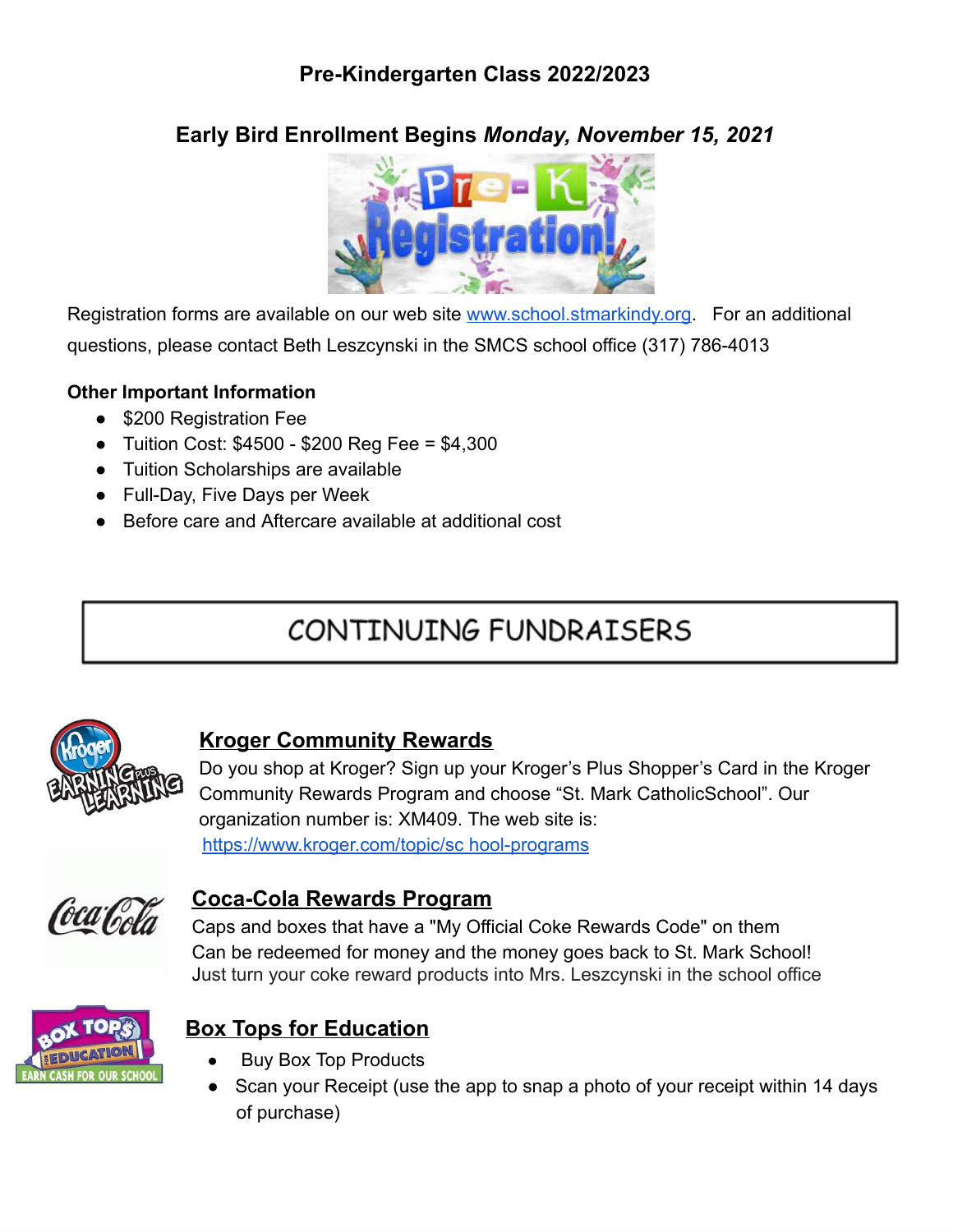## Pre-Kindergarten Class 2022/2023

## Early Bird Enrollment Begins *Monday, November 15, 2021*

Registration forms are available on our web site www.school.stmarkindy.org. For an additional questions, please contact Beth Leszczynski in the SMCS school office (317) 786-4013

**Other Important Information**

- $200 Registration Fee
- Tuition Cost: $4500 - $200 Reg Fee = $4,300
- Tuition Scholarships are available
- Full-Day, Five Days per Week
- Before care and Aftercare available at additional cost

## CONTINUING FUNDRAISERS

### Kroger Community Rewards

Do you shop at Kroger? Sign up your Kroger's Plus Shopper's Card in the Kroger Community Rewards Program and choose "St. Mark CatholicSchool". Our organization number is: XM409. The web site is: https://www.kroger.com/topic/sc hool-programs

### Coca-Cola Rewards Program

Caps and boxes that have a "My Official Coke Rewards Code" on them Can be redeemed for money and the money goes back to St. Mark School! Just turn your coke reward products into Mrs. Leszcynski in the school office

### Box Tops for Education

- Buy Box Top Products
- Scan your Receipt (use the app to snap a photo of your receipt within 14 days of purchase)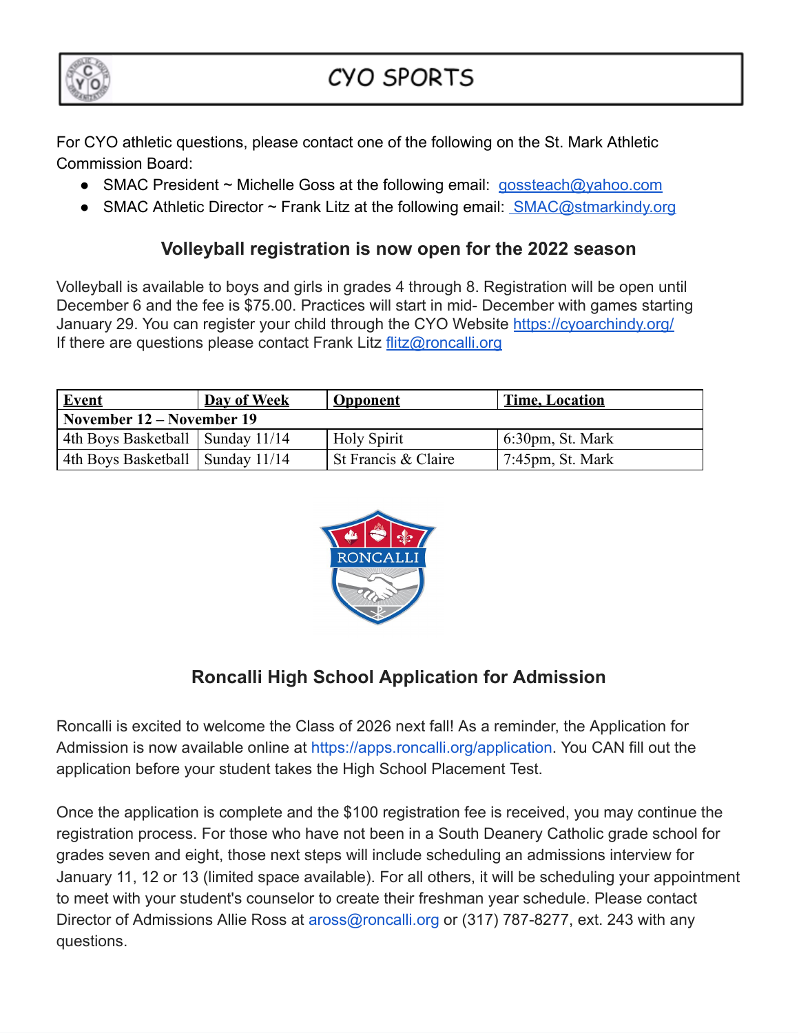# CYO SPORTS

For CYO athletic questions, please contact one of the following on the St. Mark Athletic Commission Board:

- SMAC President ~ Michelle Goss at the following email: gossteach@yahoo.com
- SMAC Athletic Director ~ Frank Litz at the following email: SMAC@stmarkindy.org

## Volleyball registration is now open for the 2022 season

Volleyball is available to boys and girls in grades 4 through 8. Registration will be open until December 6 and the fee is $75.00. Practices will start in mid- December with games starting January 29. You can register your child through the CYO Website https://cyoarchindy.org/
If there are questions please contact Frank Litz flitz@roncalli.org

| Event | Day of Week | Opponent | Time, Location |
|---|---|---|---|
| **November 12 – November 19** | | | |
| 4th Boys Basketball | Sunday 11/14 | Holy Spirit | 6:30pm, St. Mark |
| 4th Boys Basketball | Sunday 11/14 | St Francis & Claire | 7:45pm, St. Mark |

## Roncalli High School Application for Admission

Roncalli is excited to welcome the Class of 2026 next fall! As a reminder, the Application for Admission is now available online at https://apps.roncalli.org/application. You CAN fill out the application before your student takes the High School Placement Test.

Once the application is complete and the $100 registration fee is received, you may continue the registration process. For those who have not been in a South Deanery Catholic grade school for grades seven and eight, those next steps will include scheduling an admissions interview for January 11, 12 or 13 (limited space available). For all others, it will be scheduling your appointment to meet with your student's counselor to create their freshman year schedule. Please contact Director of Admissions Allie Ross at aross@roncalli.org or (317) 787-8277, ext. 243 with any questions.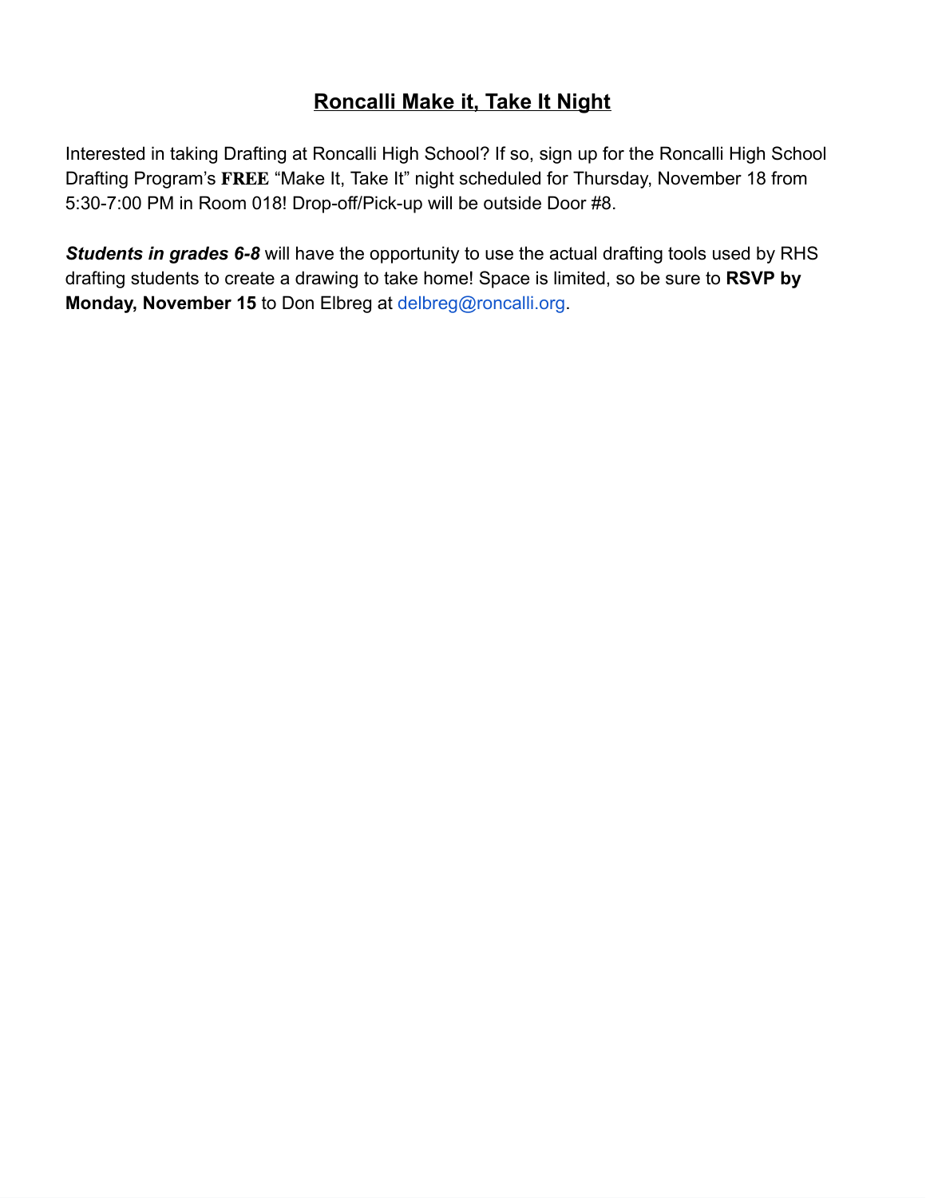# Roncalli Make it, Take It Night

Interested in taking Drafting at Roncalli High School? If so, sign up for the Roncalli High School Drafting Program's **FREE** "Make It, Take It" night scheduled for Thursday, November 18 from 5:30-7:00 PM in Room 018! Drop-off/Pick-up will be outside Door #8.

***Students in grades 6-8*** will have the opportunity to use the actual drafting tools used by RHS drafting students to create a drawing to take home! Space is limited, so be sure to **RSVP by Monday, November 15** to Don Elbreg at delbreg@roncalli.org.